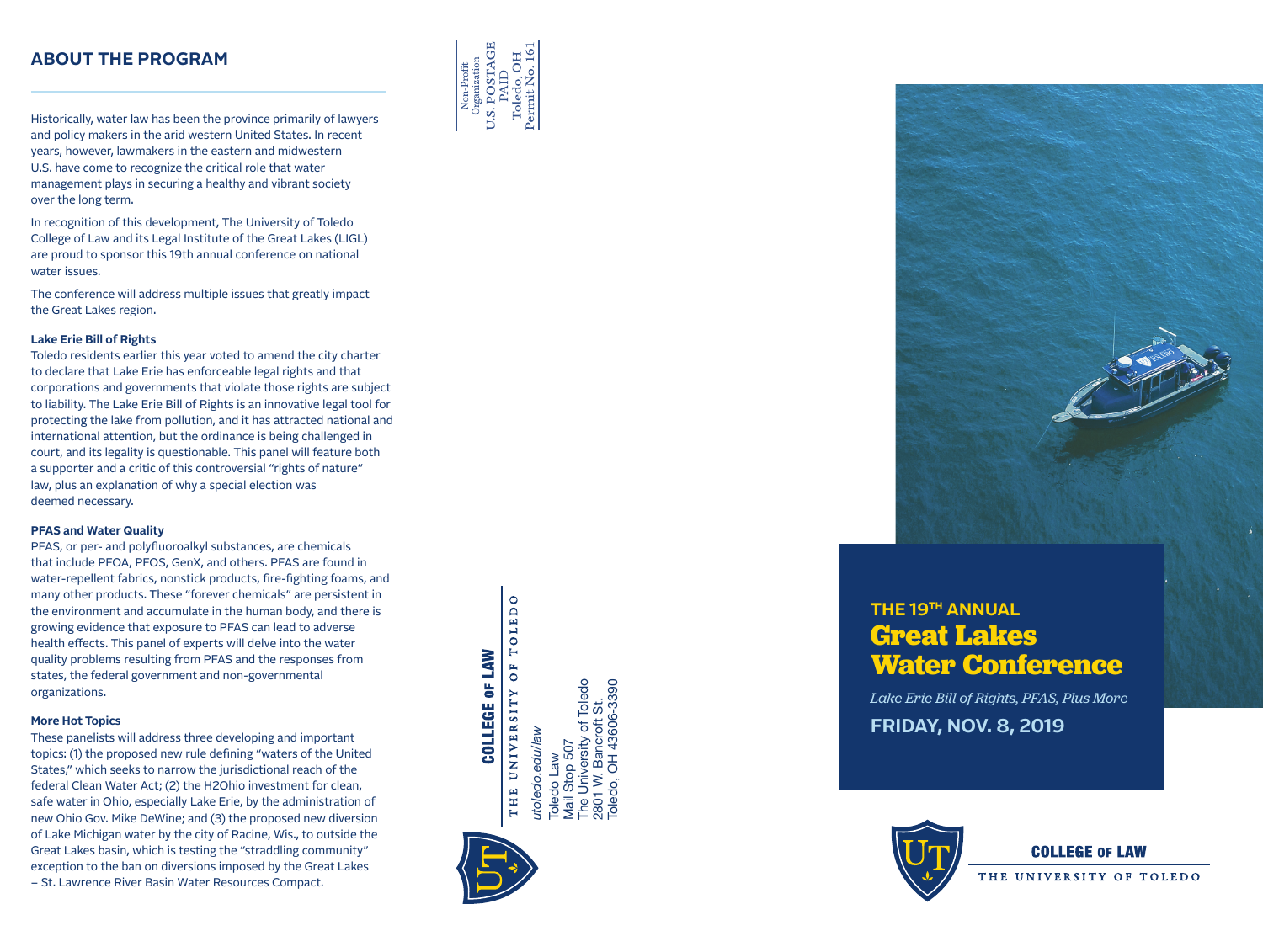## ABOUT THE PROGRAM

Historically, water law has been the province primarily of lawyers and policy makers in the arid western United States. In recent years, however, lawmakers in the eastern and midwestern U.S. have come to recognize the critical role that water management plays in securing a healthy and vibrant society over the long term.

In recognition of this development, The University of Toledo College of Law and its Legal Institute of the Great Lakes (LIGL) are proud to sponsor this 19th annual conference on national water issues.

The conference will address multiple issues that greatly impact the Great Lakes region.

**Lake Erie Bill of Rights**

Toledo residents earlier this year voted to amend the city charter to declare that Lake Erie has enforceable legal rights and that corporations and governments that violate those rights are subject to liability. The Lake Erie Bill of Rights is an innovative legal tool for protecting the lake from pollution, and it has attracted national and international attention, but the ordinance is being challenged in court, and its legality is questionable. This panel will feature both a supporter and a critic of this controversial "rights of nature" law, plus an explanation of why a special election was deemed necessary.

**PFAS and Water Quality**

PFAS, or per- and polyfluoroalkyl substances, are chemicals that include PFOA, PFOS, GenX, and others. PFAS are found in water-repellent fabrics, nonstick products, fire-fighting foams, and many other products. These "forever chemicals" are persistent in the environment and accumulate in the human body, and there is growing evidence that exposure to PFAS can lead to adverse health effects. This panel of experts will delve into the water quality problems resulting from PFAS and the responses from states, the federal government and non-governmental organizations.

**More Hot Topics**

These panelists will address three developing and important topics: (1) the proposed new rule defining "waters of the United States," which seeks to narrow the jurisdictional reach of the federal Clean Water Act; (2) the H2Ohio investment for clean, safe water in Ohio, especially Lake Erie, by the administration of new Ohio Gov. Mike DeWine; and (3) the proposed new diversion of Lake Michigan water by the city of Racine, Wis., to outside the Great Lakes basin, which is testing the "straddling community" exception to the ban on diversions imposed by the Great Lakes – St. Lawrence River Basin Water Resources Compact.

Non-Profit Organization
U.S. POSTAGE
PAID
Toledo, OH
Permit No. 161

COLLEGE OF LAW
THE UNIVERSITY OF TOLEDO

*utoledo.edu/law*

Toledo Law
Mail Stop 507
The University of Toledo
2801 W. Bancroft St.
Toledo, OH 43606-3390

# THE 19TH ANNUAL Great Lakes Water Conference

*Lake Erie Bill of Rights, PFAS, Plus More*

**FRIDAY, NOV. 8, 2019**

COLLEGE OF LAW
THE UNIVERSITY OF TOLEDO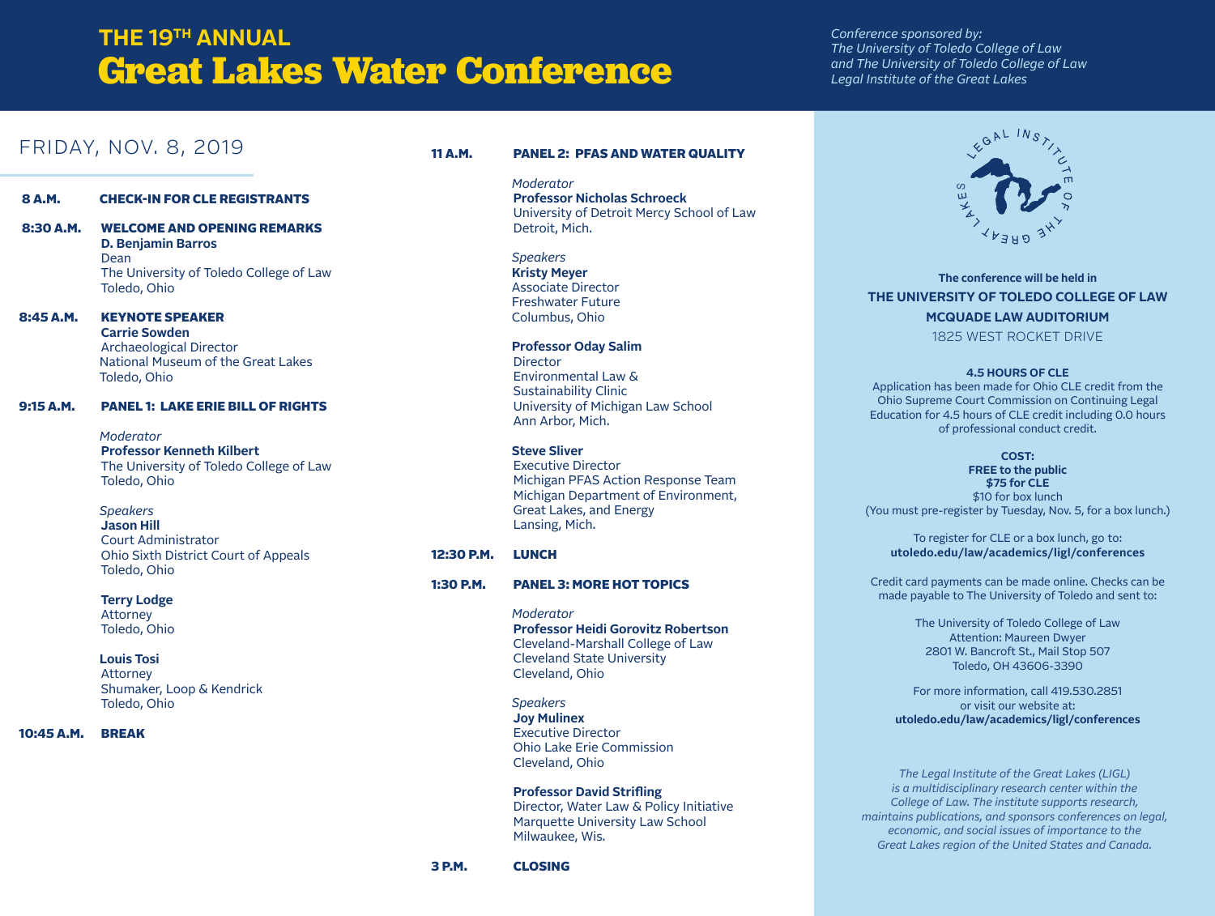# THE 19TH ANNUAL Great Lakes Water Conference

*Conference sponsored by:*
*The University of Toledo College of Law and The University of Toledo College of Law Legal Institute of the Great Lakes*

## FRIDAY, NOV. 8, 2019

**8 A.M.** **CHECK-IN FOR CLE REGISTRANTS**

**8:30 A.M.** **WELCOME AND OPENING REMARKS**
**D. Benjamin Barros**
Dean
The University of Toledo College of Law
Toledo, Ohio

**8:45 A.M.** **KEYNOTE SPEAKER**
**Carrie Sowden**
Archaeological Director
National Museum of the Great Lakes
Toledo, Ohio

**9:15 A.M.** **PANEL 1: LAKE ERIE BILL OF RIGHTS**

*Moderator*
**Professor Kenneth Kilbert**
The University of Toledo College of Law
Toledo, Ohio

*Speakers*
**Jason Hill**
Court Administrator
Ohio Sixth District Court of Appeals
Toledo, Ohio

**Terry Lodge**
Attorney
Toledo, Ohio

**Louis Tosi**
Attorney
Shumaker, Loop & Kendrick
Toledo, Ohio

**10:45 A.M.** **BREAK**

**11 A.M.** **PANEL 2: PFAS AND WATER QUALITY**

*Moderator*
**Professor Nicholas Schroeck**
University of Detroit Mercy School of Law
Detroit, Mich.

*Speakers*
**Kristy Meyer**
Associate Director
Freshwater Future
Columbus, Ohio

**Professor Oday Salim**
Director
Environmental Law & Sustainability Clinic
University of Michigan Law School
Ann Arbor, Mich.

**Steve Sliver**
Executive Director
Michigan PFAS Action Response Team
Michigan Department of Environment, Great Lakes, and Energy
Lansing, Mich.

**12:30 P.M.** **LUNCH**

**1:30 P.M.** **PANEL 3: MORE HOT TOPICS**

*Moderator*
**Professor Heidi Gorovitz Robertson**
Cleveland-Marshall College of Law
Cleveland State University
Cleveland, Ohio

*Speakers*
**Joy Mulinex**
Executive Director
Ohio Lake Erie Commission
Cleveland, Ohio

**Professor David Strifling**
Director, Water Law & Policy Initiative
Marquette University Law School
Milwaukee, Wis.

**3 P.M.** **CLOSING**

LEGAL INSTITUTE OF THE GREAT LAKES

**The conference will be held in**
**THE UNIVERSITY OF TOLEDO COLLEGE OF LAW**
**MCQUADE LAW AUDITORIUM**
1825 WEST ROCKET DRIVE

**4.5 HOURS OF CLE**
Application has been made for Ohio CLE credit from the Ohio Supreme Court Commission on Continuing Legal Education for 4.5 hours of CLE credit including 0.0 hours of professional conduct credit.

**COST:**
**FREE to the public**
**$75 for CLE**
$10 for box lunch
(You must pre-register by Tuesday, Nov. 5, for a box lunch.)

To register for CLE or a box lunch, go to:
**utoledo.edu/law/academics/ligl/conferences**

Credit card payments can be made online. Checks can be made payable to The University of Toledo and sent to:

The University of Toledo College of Law
Attention: Maureen Dwyer
2801 W. Bancroft St., Mail Stop 507
Toledo, OH 43606-3390

For more information, call 419.530.2851
or visit our website at:
**utoledo.edu/law/academics/ligl/conferences**

*The Legal Institute of the Great Lakes (LIGL) is a multidisciplinary research center within the College of Law. The institute supports research, maintains publications, and sponsors conferences on legal, economic, and social issues of importance to the Great Lakes region of the United States and Canada.*